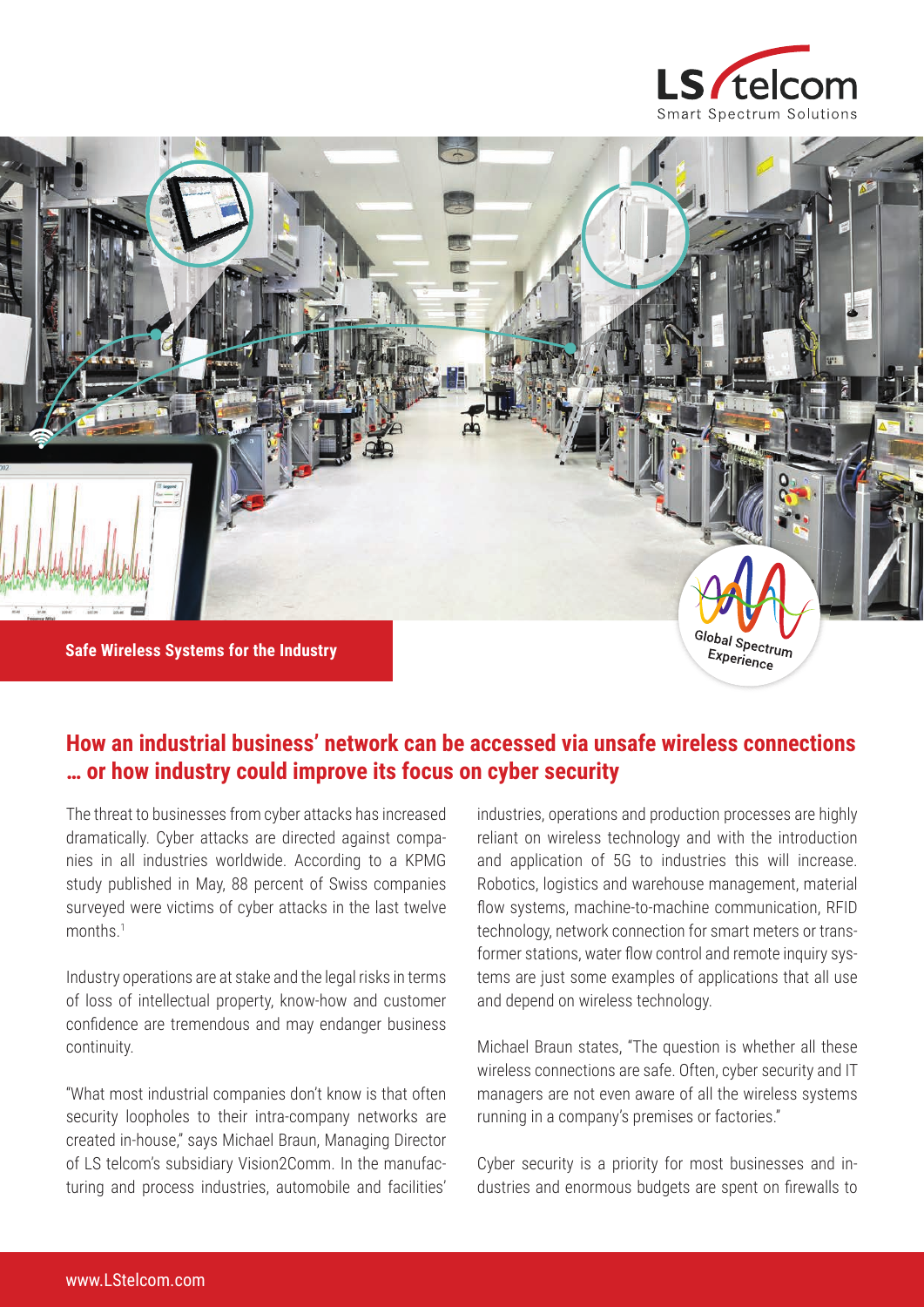Safe Wireless Systems for the Industry

# How an industrial business' network can be accessed via unsafe wireless connections … or how industry could improve its focus on cyber security

The threat to businesses from cyber attacks has increased dramatically. Cyber attacks are directed against companies in all industries worldwide. According to a KPMG study published in May, 88 percent of Swiss companies surveyed were victims of cyber attacks in the last twelve months.[1]

Industry operations are at stake and the legal risks in terms of loss of intellectual property, know-how and customer confidence are tremendous and may endanger business continuity.

"What most industrial companies don't know is that often security loopholes to their intra-company networks are created in-house," says Michael Braun, Managing Director of LS telcom's subsidiary Vision2Comm. In the manufacturing and process industries, automobile and facilities' industries, operations and production processes are highly reliant on wireless technology and with the introduction and application of 5G to industries this will increase. Robotics, logistics and warehouse management, material flow systems, machine-to-machine communication, RFID technology, network connection for smart meters or transformer stations, water flow control and remote inquiry systems are just some examples of applications that all use and depend on wireless technology.

Michael Braun states, "The question is whether all these wireless connections are safe. Often, cyber security and IT managers are not even aware of all the wireless systems running in a company's premises or factories."

Cyber security is a priority for most businesses and industries and enormous budgets are spent on firewalls to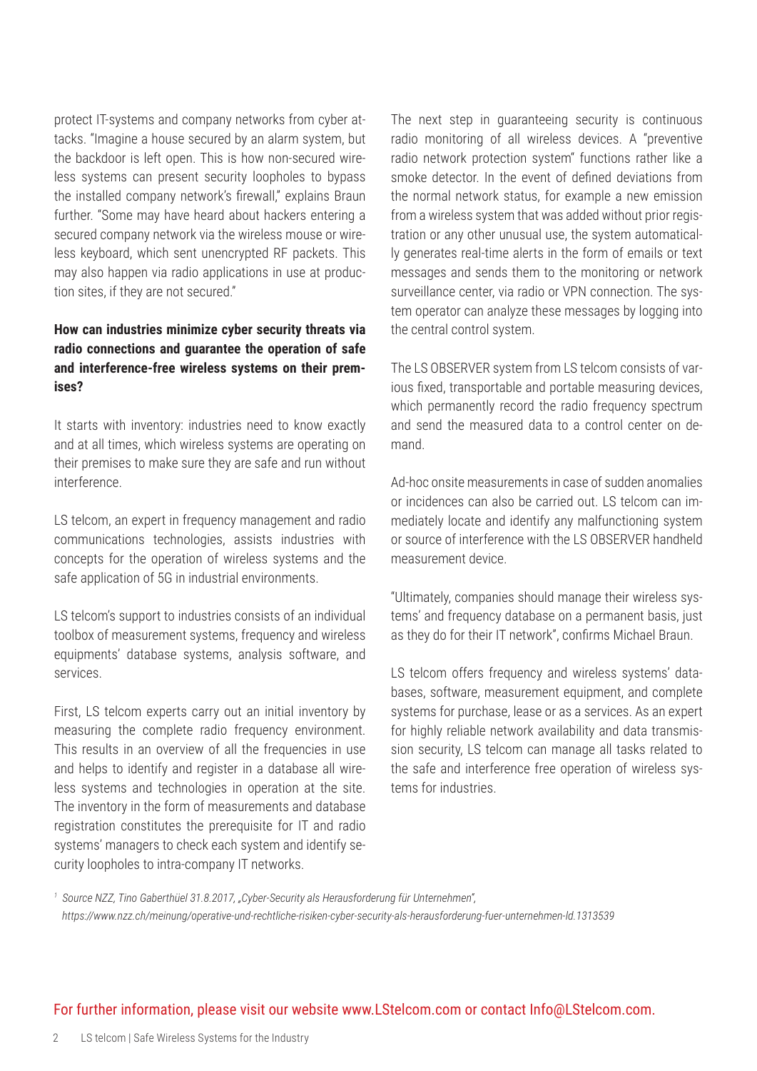protect IT-systems and company networks from cyber attacks. "Imagine a house secured by an alarm system, but the backdoor is left open. This is how non-secured wireless systems can present security loopholes to bypass the installed company network's firewall," explains Braun further. "Some may have heard about hackers entering a secured company network via the wireless mouse or wireless keyboard, which sent unencrypted RF packets. This may also happen via radio applications in use at production sites, if they are not secured."

**How can industries minimize cyber security threats via radio connections and guarantee the operation of safe and interference-free wireless systems on their premises?**

It starts with inventory: industries need to know exactly and at all times, which wireless systems are operating on their premises to make sure they are safe and run without interference.

LS telcom, an expert in frequency management and radio communications technologies, assists industries with concepts for the operation of wireless systems and the safe application of 5G in industrial environments.

LS telcom's support to industries consists of an individual toolbox of measurement systems, frequency and wireless equipments' database systems, analysis software, and services.

First, LS telcom experts carry out an initial inventory by measuring the complete radio frequency environment. This results in an overview of all the frequencies in use and helps to identify and register in a database all wireless systems and technologies in operation at the site. The inventory in the form of measurements and database registration constitutes the prerequisite for IT and radio systems' managers to check each system and identify security loopholes to intra-company IT networks.

The next step in guaranteeing security is continuous radio monitoring of all wireless devices. A "preventive radio network protection system" functions rather like a smoke detector. In the event of defined deviations from the normal network status, for example a new emission from a wireless system that was added without prior registration or any other unusual use, the system automatically generates real-time alerts in the form of emails or text messages and sends them to the monitoring or network surveillance center, via radio or VPN connection. The system operator can analyze these messages by logging into the central control system.

The LS OBSERVER system from LS telcom consists of various fixed, transportable and portable measuring devices, which permanently record the radio frequency spectrum and send the measured data to a control center on demand.

Ad-hoc onsite measurements in case of sudden anomalies or incidences can also be carried out. LS telcom can immediately locate and identify any malfunctioning system or source of interference with the LS OBSERVER handheld measurement device.

"Ultimately, companies should manage their wireless systems' and frequency database on a permanent basis, just as they do for their IT network", confirms Michael Braun.

LS telcom offers frequency and wireless systems' databases, software, measurement equipment, and complete systems for purchase, lease or as a services. As an expert for highly reliable network availability and data transmission security, LS telcom can manage all tasks related to the safe and interference free operation of wireless systems for industries.

[1] *Source NZZ, Tino Gaberthüel 31.8.2017, „Cyber-Security als Herausforderung für Unternehmen", https://www.nzz.ch/meinung/operative-und-rechtliche-risiken-cyber-security-als-herausforderung-fuer-unternehmen-ld.1313539*

For further information, please visit our website www.LStelcom.com or contact Info@LStelcom.com.